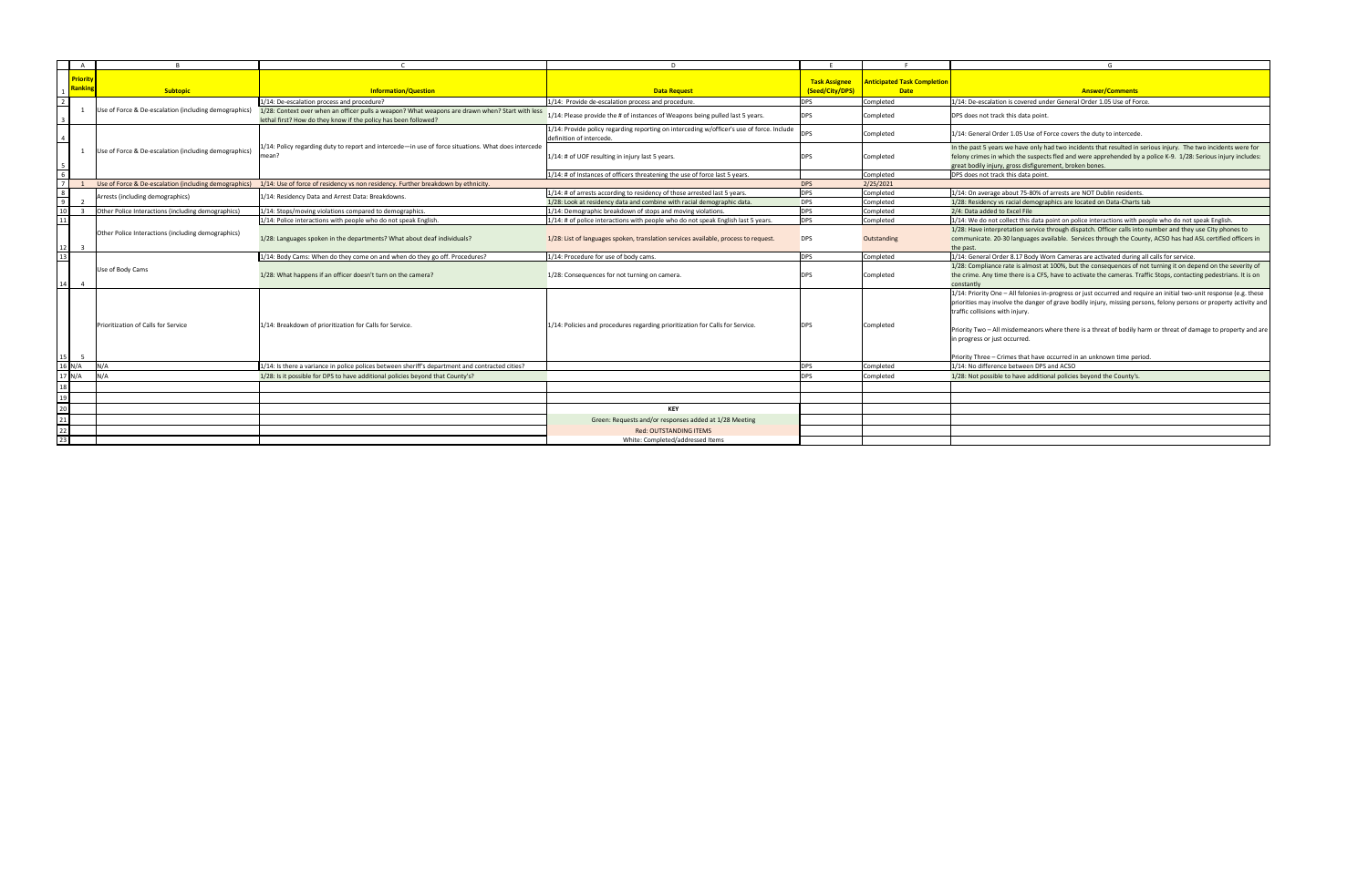| Priority Ranking | Subtopic | Information/Question | Data Request | Task Assignee (Seed/City/DPS) | Anticipated Task Completion Date | Answer/Comments |
|---|---|---|---|---|---|---|
| 1 | Use of Force & De-escalation (including demographics) | 1/14: De-escalation process and procedure? | 1/14: Provide de-escalation process and procedure. | DPS | Completed | 1/14: De-escalation is covered under General Order 1.05 Use of Force. |
| | | 1/28: Context over when an officer pulls a weapon? What weapons are drawn when? Start with less lethal first? How do they know if the policy has been followed? | 1/14: Please provide the # of instances of Weapons being pulled last 5 years. | DPS | Completed | DPS does not track this data point. |
| 1 | Use of Force & De-escalation (including demographics) | 1/14: Policy regarding duty to report and intercede—in use of force situations. What does intercede mean? | 1/14: Provide policy regarding reporting on interceding w/officer's use of force. Include definition of intercede. | DPS | Completed | 1/14: General Order 1.05 Use of Force covers the duty to intercede. |
| | | | 1/14: # of UOF resulting in injury last 5 years. | DPS | Completed | In the past 5 years we have only had two incidents that resulted in serious injury. The two incidents were for felony crimes in which the suspects fled and were apprehended by a police K-9. 1/28: Serious injury includes: great bodily injury, gross disfigurement, broken bones. |
| | | | 1/14: # of Instances of officers threatening the use of force last 5 years. | | Completed | DPS does not track this data point. |
| 1 | Use of Force & De-escalation (including demographics) | 1/14: Use of force of residency vs non residency. Further breakdown by ethnicity. | | DPS | 2/25/2021 | |
| 2 | Arrests (including demographics) | 1/14: Residency Data and Arrest Data: Breakdowns. | 1/14: # of arrests according to residency of those arrested last 5 years. | DPS | Completed | 1/14: On average about 75-80% of arrests are NOT Dublin residents. |
| | | | 1/28: Look at residency data and combine with racial demographic data. | DPS | Completed | 1/28: Residency vs racial demographics are located on Data-Charts tab |
| 3 | Other Police Interactions (including demographics) | 1/14: Stops/moving violations compared to demographics. | 1/14: Demographic breakdown of stops and moving violations. | DPS | Completed | 2/4: Data added to Excel File |
| 3 | Other Police Interactions (including demographics) | 1/14: Police interactions with people who do not speak English. | 1/14: # of police interactions with people who do not speak English last 5 years. | DPS | Completed | 1/14: We do not collect this data point on police interactions with people who do not speak English. |
| | | 1/28: Languages spoken in the departments? What about deaf individuals? | 1/28: List of languages spoken, translation services available, process to request. | DPS | Outstanding | 1/28: Have interpretation service through dispatch. Officer calls into number and they use City phones to communicate. 20-30 languages available. Services through the County, ACSO has had ASL certified officers in the past. |
| 4 | Use of Body Cams | 1/14: Body Cams: When do they come on and when do they go off. Procedures? | 1/14: Procedure for use of body cams. | DPS | Completed | 1/14: General Order 8.17 Body Worn Cameras are activated during all calls for service. |
| | | 1/28: What happens if an officer doesn't turn on the camera? | 1/28: Consequences for not turning on camera. | DPS | Completed | 1/28: Compliance rate is almost at 100%, but the consequences of not turning it on depend on the severity of the crime. Any time there is a CFS, have to activate the cameras. Traffic Stops, contacting pedestrians. It is on constantly |
| 5 | Prioritization of Calls for Service | 1/14: Breakdown of prioritization for Calls for Service. | 1/14: Policies and procedures regarding prioritization for Calls for Service. | DPS | Completed | 1/14: Priority One – All felonies in-progress or just occurred and require an initial two-unit response (e.g. these priorities may involve the danger of grave bodily injury, missing persons, felony persons or property activity and traffic collisions with injury.<br><br>Priority Two – All misdemeanors where there is a threat of bodily harm or threat of damage to property and are in progress or just occurred.<br><br>Priority Three – Crimes that have occurred in an unknown time period. |
| N/A | N/A | 1/14: Is there a variance in police polices between sheriff's department and contracted cities? | | DPS | Completed | 1/14: No difference between DPS and ACSO |
| N/A | N/A | 1/28: Is it possible for DPS to have additional policies beyond that County's? | | DPS | Completed | 1/28: Not possible to have additional policies beyond the County's. |

**KEY**

Green: Requests and/or responses added at 1/28 Meeting

Red: OUTSTANDING ITEMS

White: Completed/addressed Items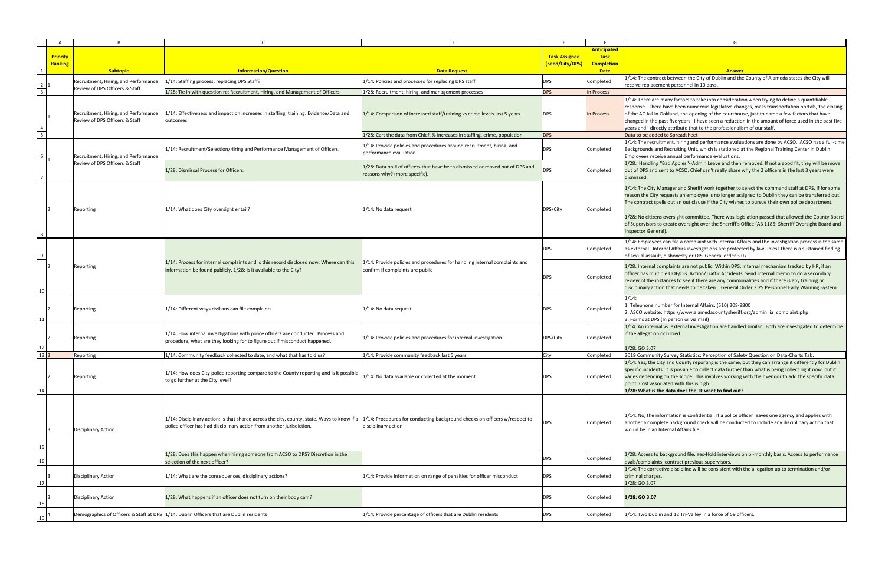| Priority Ranking | Subtopic | Information/Question | Data Request | Task Assignee (Seed/City/DPS) | Anticipated Task Completion Date | Answer |
|---|---|---|---|---|---|---|
| 1 | Recruitment, Hiring, and Performance Review of DPS Officers & Staff | 1/14: Staffing process, replacing DPS Staff? | 1/14: Policies and processes for replacing DPS staff | DPS | Completed | 1/14: The contract between the City of Dublin and the County of Alameda states the City will receive replacement personnel in 10 days. |
| | | 1/28: Tie in with question re: Recruitment, Hiring, and Management of Officers | 1/28: Recruitment, hiring, and management processes | DPS | In Process | |
| 1 | Recruitment, Hiring, and Performance Review of DPS Officers & Staff | 1/14: Effectiveness and impact on increases in staffing, training. Evidence/Data and outcomes. | 1/14: Comparison of increased staff/training vs crime levels last 5 years. | DPS | In Process | 1/14: There are many factors to take into consideration when trying to define a quantifiable response. There have been numerous legislative changes, mass transportation portals, the closing of the AC Jail in Oakland, the opening of the courthouse, just to name a few factors that have changed in the past five years. I have seen a reduction in the amount of force used in the past five years and I directly attribute that to the professionalism of our staff. |
| | | | 1/28: Cart the data from Chief. % increases in staffing, crime, population. | DPS | | Data to be added to Spreadsheet |
| 1 | Recruitment, Hiring, and Performance Review of DPS Officers & Staff | 1/14: Recruitment/Selection/Hiring and Performance Management of Officers. | 1/14: Provide policies and procedures around recruitment, hiring, and performance evaluation. | DPS | Completed | 1/14: The recruitment, hiring and performance evaluations are done by ACSO. ACSO has a full-time Backgrounds and Recruiting Unit, which is stationed at the Regional Training Center in Dublin. Employees receive annual performance evaluations. |
| | | 1/28: Dismissal Process for Officers. | 1/28: Data on # of officers that have been dismissed or moved out of DPS and reasons why? (more specific). | DPS | Completed | 1/28: Handling "Bad Apples"--Admin Leave and then removed. If not a good fit, they will be move out of DPS and sent to ACSO. Chief can't really share why the 2 officers in the last 3 years were dismissed. |
| 2 | Reporting | 1/14: What does City oversight entail? | 1/14: No data request | DPS/City | Completed | 1/14: The City Manager and Sheriff work together to select the command staff at DPS. If for some reason the City requests an employee is no longer assigned to Dublin they can be transferred out. The contract spells out an out clause if the City wishes to pursue their own police department.<br><br>1/28: No citizens oversight committee. There was legislation passed that allowed the County Board of Supervisors to create oversight over the Sherriff's Office (AB 1185: Sherriff Oversight Board and Inspector General). |
| 2 | Reporting | 1/14: Process for internal complaints and is this record disclosed now. Where can this information be found publicly. 1/28: Is it available to the City? | 1/14: Provide policies and procedures for handling internal complaints and confirm if complaints are public | DPS | Completed | 1/14: Employees can file a complaint with Internal Affairs and the investigation process is the same as external. Internal Affairs investigations are protected by law unless there is a sustained finding of sexual assault, dishonesty or OIS. General order 3.07 |
| | | | | DPS | Completed | 1/28: Internal complaints are not public. Within DPS: Internal mechanism tracked by HR, if an officer has multiple UOF/Dis. Action/Traffic Accidents. Send internal memo to do a secondary review of the instances to see if there are any commonalities and if there is any training or disciplinary action that needs to be taken. . General Order 3.25 Personnel Early Warning System. |
| 2 | Reporting | 1/14: Different ways civilians can file complaints. | 1/14: No data request | DPS | Completed | 1/14:<br>1. Telephone number for Internal Affairs: (510) 208-9800<br>2. ASCO website: https://www.alamedacountysheriff.org/admin_ia_complaint.php<br>3. Forms at DPS (In person or via mail) |
| 2 | Reporting | 1/14: How internal investigations with police officers are conducted. Process and procedure, what are they looking for to figure out if misconduct happened. | 1/14: Provide policies and procedures for internal investigation | DPS/City | Completed | 1/14: An internal vs. external investigation are handled similar. Both are investigated to determine if the allegation occurred.<br><br>1/28: GO 3.07 |
| 2 | Reporting | 1/14: Community feedback collected to date, and what that has told us? | 1/14: Provide community feedback last 5 years | City | Completed | 2019 Community Survey Statistics: Perception of Safety Question on Data-Charts Tab. |
| 2 | Reporting | 1/14: How does City police reporting compare to the County reporting and is it possible to go further at the City level? | 1/14: No data available or collected at the moment | DPS | Completed | 1/14: Yes, the City and County reporting is the same, but they can arrange it differently for Dublin specific incidents. It is possible to collect data further than what is being collect right now, but it varies depending on the scope. This involves working with their vendor to add the specific data point. Cost associated with this is high.<br>**1/28: What is the data does the TF want to find out?** |
| 3 | Disciplinary Action | 1/14: Disciplinary action: Is that shared across the city, county, state. Ways to know if a police officer has had disciplinary action from another jurisdiction. | 1/14: Procedures for conducting background checks on officers w/respect to disciplinary action | DPS | Completed | 1/14: No, the information is confidential. If a police officer leaves one agency and applies with another a complete background check will be conducted to include any disciplinary action that would be in an Internal Affairs file. |
| | | 1/28: Does this happen when hiring someone from ACSO to DPS? Discretion in the selection of the next officer? | | DPS | Completed | 1/28: Access to background file. Yes-Hold interviews on bi-monthly basis. Access to performance evals/complaints, contract previous supervisors. |
| 3 | Disciplinary Action | 1/14: What are the consequences, disciplinary actions? | 1/14: Provide information on range of penalties for officer misconduct | DPS | Completed | 1/14: The corrective discipline will be consistent with the allegation up to termination and/or criminal charges.<br>1/28: GO 3.07 |
| 3 | Disciplinary Action | 1/28: What happens if an officer does not turn on their body cam? | | DPS | Completed | **1/28: GO 3.07** |
| 4 | Demographics of Officers & Staff at DPS | 1/14: Dublin Officers that are Dublin residents | 1/14: Provide percentage of officers that are Dublin residents | DPS | Completed | 1/14: Two Dublin and 12 Tri-Valley in a force of 59 officers. |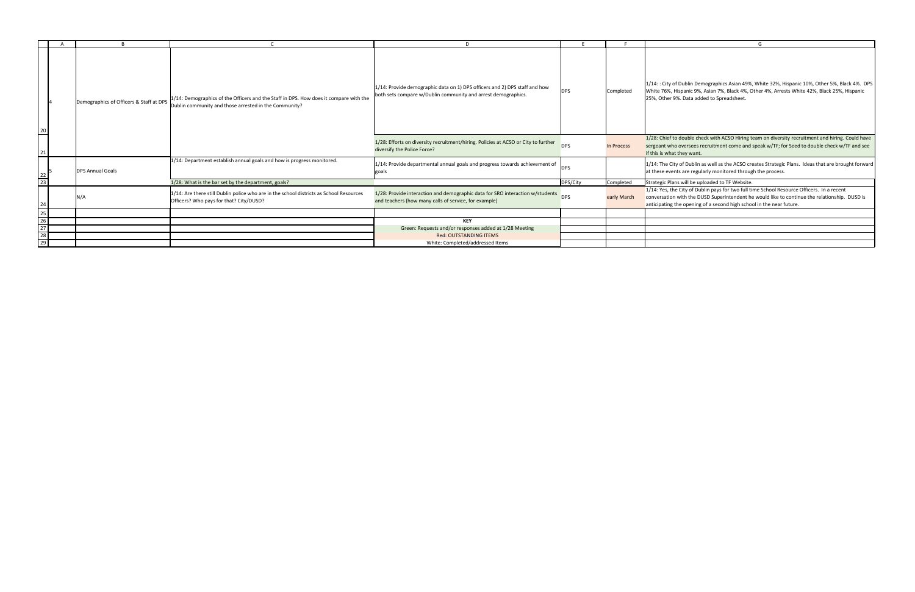| | A | B | C | D | E | F | G |
|---|---|---|---|---|---|---|---|
| 20 | 4 | Demographics of Officers & Staff at DPS | 1/14: Demographics of the Officers and the Staff in DPS. How does it compare with the Dublin community and those arrested in the Community? | 1/14: Provide demographic data on 1) DPS officers and 2) DPS staff and how both sets compare w/Dublin community and arrest demographics. | DPS | Completed | 1/14: : City of Dublin Demographics Asian 49%, White 32%, Hispanic 10%, Other 5%, Black 4%. DPS White 76%, Hispanic 9%, Asian 7%, Black 4%, Other 4%, Arrests White 42%, Black 25%, Hispanic 25%, Other 9%. Data added to Spreadsheet. |
| 21 | | | | 1/28: Efforts on diversity recruitment/hiring. Policies at ACSO or City to further diversify the Police Force? | DPS | In Process | 1/28: Chief to double check with ACSO Hiring team on diversity recruitment and hiring. Could have sergeant who oversees recruitment come and speak w/TF; for Seed to double check w/TF and see if this is what they want. |
| 22 | 5 | DPS Annual Goals | 1/14: Department establish annual goals and how is progress monitored. | 1/14: Provide departmental annual goals and progress towards achievement of goals | DPS | | 1/14: The City of Dublin as well as the ACSO creates Strategic Plans. Ideas that are brought forward at these events are regularly monitored through the process. |
| 23 | | | 1/28: What is the bar set by the department, goals? | | DPS/City | Completed | Strategic Plans will be uploaded to TF Website. |
| 24 | | N/A | 1/14: Are there still Dublin police who are in the school districts as School Resources Officers? Who pays for that? City/DUSD? | 1/28: Provide interaction and demographic data for SRO interaction w/students and teachers (how many calls of service, for example) | DPS | early March | 1/14: Yes, the City of Dublin pays for two full time School Resource Officers. In a recent conversation with the DUSD Superintendent he would like to continue the relationship. DUSD is anticipating the opening of a second high school in the near future. |
| 25 | | | | | | | |
| 26 | | | | **KEY** | | | |
| 27 | | | | Green: Requests and/or responses added at 1/28 Meeting | | | |
| 28 | | | | Red: OUTSTANDING ITEMS | | | |
| 29 | | | | White: Completed/addressed Items | | | |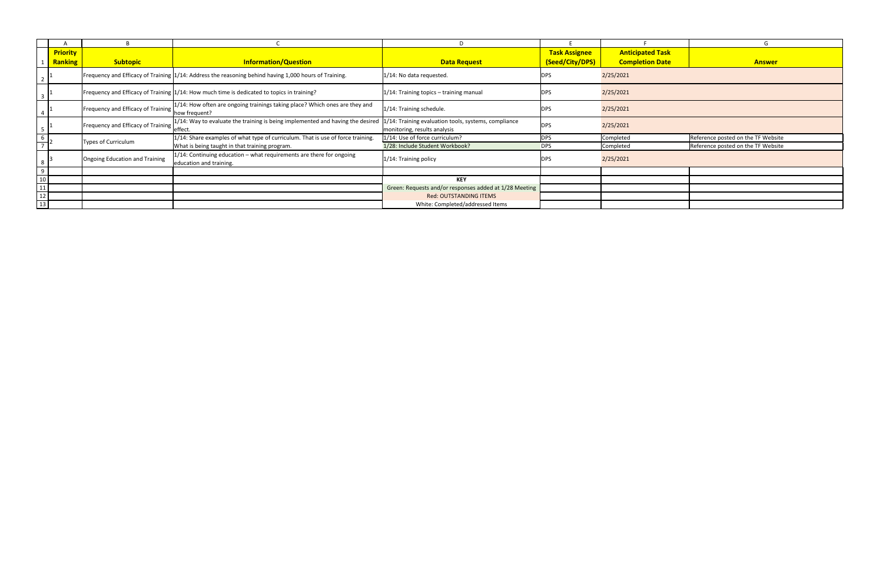| Priority Ranking | Subtopic | Information/Question | Data Request | Task Assignee (Seed/City/DPS) | Anticipated Task Completion Date | Answer |
|---|---|---|---|---|---|---|
| 1 | Frequency and Efficacy of Training | 1/14: Address the reasoning behind having 1,000 hours of Training. | 1/14: No data requested. | DPS | 2/25/2021 | |
| 1 | Frequency and Efficacy of Training | 1/14: How much time is dedicated to topics in training? | 1/14: Training topics – training manual | DPS | 2/25/2021 | |
| 1 | Frequency and Efficacy of Training | 1/14: How often are ongoing trainings taking place? Which ones are they and how frequent? | 1/14: Training schedule. | DPS | 2/25/2021 | |
| 1 | Frequency and Efficacy of Training | 1/14: Way to evaluate the training is being implemented and having the desired effect. | 1/14: Training evaluation tools, systems, compliance monitoring, results analysis | DPS | 2/25/2021 | |
| 2 | Types of Curriculum | 1/14: Share examples of what type of curriculum. That is use of force training. | 1/14: Use of force curriculum? | DPS | Completed | Reference posted on the TF Website |
| | | What is being taught in that training program. | 1/28: Include Student Workbook? | DPS | Completed | Reference posted on the TF Website |
| 3 | Ongoing Education and Training | 1/14: Continuing education – what requirements are there for ongoing education and training. | 1/14: Training policy | DPS | 2/25/2021 | |

**KEY**

Green: Requests and/or responses added at 1/28 Meeting

Red: OUTSTANDING ITEMS

White: Completed/addressed Items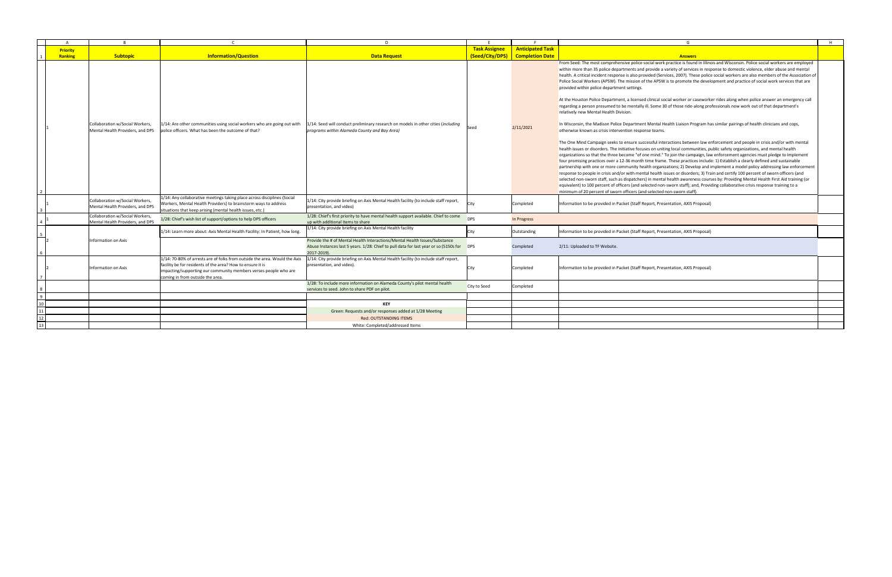| Priority Ranking | Subtopic | Information/Question | Data Request | Task Assignee (Seed/City/DPS) | Anticipated Task Completion Date | Answers |
|---|---|---|---|---|---|---|
| 1 | Collaboration w/Social Workers, Mental Health Providers, and DPS | 1/14: Are other communities using social workers who are going out with police officers. What has been the outcome of that? | 1/14: Seed will conduct preliminary research on models in other cities (*including programs within Alameda County and Bay Area)* | Seed | 2/11/2021 | From Seed: The most comprehensive police social work practice is found in Illinois and Wisconsin. Police social workers are employed within more than 35 police departments and provide a variety of services in response to domestic violence, elder abuse and mental health. A critical incident response is also provided (Services, 2007). These police social workers are also members of the Association of Police Social Workers (APSW). The mission of the APSW is to promote the development and practice of social work services that are provided within police department settings.<br><br>At the Houston Police Department, a licensed clinical social worker or caseworker rides along when police answer an emergency call regarding a person presumed to be mentally ill. Some 30 of those ride-along professionals now work out of that department's relatively new Mental Health Division.<br><br>In Wisconsin, the Madison Police Department Mental Health Liaison Program has similar pairings of health clinicians and cops, otherwise known as crisis intervention response teams.<br><br>The One Mind Campaign seeks to ensure successful interactions between law enforcement and people in crisis and/or with mental health issues or disorders. The initiative focuses on uniting local communities, public safety organizations, and mental health organizations so that the three become "of one mind." To join the campaign, law enforcement agencies must pledge to implement four promising practices over a 12-36 month time frame. These practices include: 1) Establish a clearly defined and sustainable partnership with one or more community health organizations; 2) Develop and implement a model policy addressing law enforcement response to people in crisis and/or with mental health issues or disorders; 3) Train and certify 100 percent of sworn officers (and selected non-sworn staff, such as dispatchers) in mental health awareness courses by: Providing Mental Health First Aid training (or equivalent) to 100 percent of officers (and selected non-sworn staff); and, Providing collaborative crisis response training to a minimum of 20 percent of sworn officers (and selected non-sworn staff). |
| 1 | Collaboration w/Social Workers, Mental Health Providers, and DPS | 1/14: Any collaborative meetings taking place across disciplines (Social Workers, Mental Health Providers) to brainstorm ways to address situations that keep arising (mental health issues, etc.) | 1/14: City provide briefing on Axis Mental Health facility (to include staff report, presentation, and video) | City | Completed | Information to be provided in Packet (Staff Report, Presentation, AXIS Proposal) |
| 1 | Collaboration w/Social Workers, Mental Health Providers, and DPS | 1/28: Chief's wish list of support/options to help DPS officers | 1/28: Chief's first priority to have mental health support available. Chief to come up with additional items to share | DPS | In Progress | |
| 2 | Information on Axis | 1/14: Learn more about: Axis Mental Health Facility: In Patient, how long. | 1/14: City provide briefing on Axis Mental Health facility | City | Outstanding | Information to be provided in Packet (Staff Report, Presentation, AXIS Proposal) |
| | | | Provide the # of Mental Health Interactions/Mental Health Issues/Substance Abuse Instances last 5 years. 1/28: Chief to pull data for last year or so (5150s for 2017-2019). | DPS | Completed | 2/11: Uploaded to TF Website. |
| 2 | Information on Axis | 1/14: 70-80% of arrests are of folks from outside the area. Would the Axis facility be for residents of the area? How to ensure it is impacting/supporting our community members verses people who are coming in from outside the area. | 1/14: City provide briefing on Axis Mental Health facility (to include staff report, presentation, and video). | City | Completed | Information to be provided in Packet (Staff Report, Presentation, AXIS Proposal) |
| | | | 1/28: To include more information on Alameda County's pilot mental health services to seed. John to share PDF on pilot. | City to Seed | Completed | |

**KEY**

Green: Requests and/or responses added at 1/28 Meeting

Red: OUTSTANDING ITEMS

White: Completed/addressed Items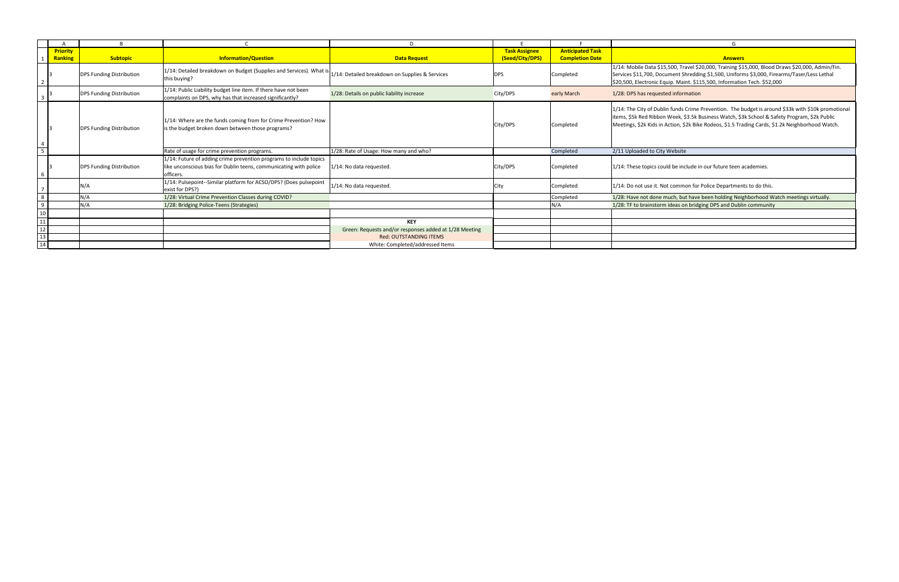| | A | B | C | D | E | F | G |
|---|---|---|---|---|---|---|---|
| 1 | **Priority Ranking** | **Subtopic** | **Information/Question** | **Data Request** | **Task Assignee (Seed/City/DPS)** | **Anticipated Task Completion Date** | **Answers** |
| 2 | 3 | DPS Funding Distribution | 1/14: Detailed breakdown on Budget (Supplies and Services). What is this buying? | 1/14: Detailed breakdown on Supplies & Services | DPS | Completed | 1/14: Mobile Data $15,500, Travel $20,000, Training $15,000, Blood Draws $20,000, Admin/Fin. Services $11,700, Document Shredding $1,500, Uniforms $3,000, Firearms/Taser/Less Lethal $20,500, Electronic Equip. Maint. $115,500, Information Tech. $52,000 |
| 3 | 3 | DPS Funding Distribution | 1/14: Public Liability budget line item. If there have not been complaints on DPS, why has that increased significantly? | 1/28: Details on public liability increase | City/DPS | early March | 1/28: DPS has requested information |
| 4 | 3 | DPS Funding Distribution | 1/14: Where are the funds coming from for Crime Prevention? How is the budget broken down between those programs? | | City/DPS | Completed | 1/14: The City of Dublin funds Crime Prevention. The budget is around $33k with $10k promotional items, $5k Red Ribbon Week, $3.5k Business Watch, $3k School & Safety Program, $2k Public Meetings, $2k Kids in Action, $2k Bike Rodeos, $1.5 Trading Cards, $1.2k Neighborhood Watch. |
| 5 | | | Rate of usage for crime prevention programs. | 1/28: Rate of Usage: How many and who? | | Completed | 2/11 Uploaded to City Website |
| 6 | 3 | DPS Funding Distribution | 1/14: Future of adding crime prevention programs to include topics like unconscious bias for Dublin teens, communicating with police officers. | 1/14: No data requested. | City/DPS | Completed | 1/14: These topics could be include in our future teen academies. |
| 7 | | N/A | 1/14: Pulsepoint--Similar platform for ACSO/DPS? (Does pulsepoint exist for DPS?) | 1/14: No data requested. | City | Completed | 1/14: Do not use it. Not common for Police Departments to do this. |
| 8 | | N/A | 1/28: Virtual Crime Prevention Classes during COVID? | | | Completed | 1/28: Have not done much, but have been holding Neighborhood Watch meetings virtually. |
| 9 | | N/A | 1/28: Bridging Police-Teens (Strategies) | | | N/A | 1/28: TF to brainstorm ideas on bridging DPS and Dublin community |
| 10 | | | | | | | |
| 11 | | | | **KEY** | | | |
| 12 | | | | Green: Requests and/or responses added at 1/28 Meeting | | | |
| 13 | | | | Red: OUTSTANDING ITEMS | | | |
| 14 | | | | White: Completed/addressed Items | | | |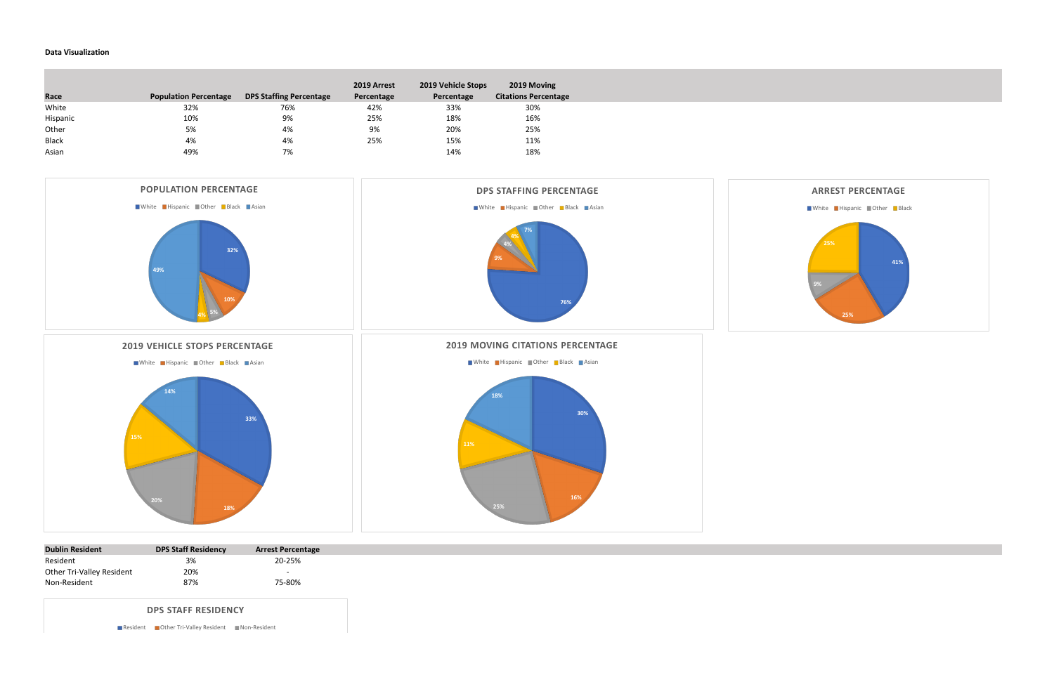**Data Visualization**

| Race | Population Percentage | DPS Staffing Percentage | 2019 Arrest Percentage | 2019 Vehicle Stops Percentage | 2019 Moving Citations Percentage |
|---|---|---|---|---|---|
| White | 32% | 76% | 42% | 33% | 30% |
| Hispanic | 10% | 9% | 25% | 18% | 16% |
| Other | 5% | 4% | 9% | 20% | 25% |
| Black | 4% | 4% | 25% | 15% | 11% |
| Asian | 49% | 7% | | 14% | 18% |

**POPULATION PERCENTAGE**

White, Hispanic, Other, Black, Asian

32%, 10%, 5%, 4%, 49%

**DPS STAFFING PERCENTAGE**

White, Hispanic, Other, Black, Asian

76%, 9%, 4%, 4%, 7%

**ARREST PERCENTAGE**

White, Hispanic, Other, Black

41%, 25%, 9%, 25%

**2019 VEHICLE STOPS PERCENTAGE**

White, Hispanic, Other, Black, Asian

33%, 18%, 20%, 15%, 14%

**2019 MOVING CITATIONS PERCENTAGE**

White, Hispanic, Other, Black, Asian

30%, 16%, 25%, 11%, 18%

| Dublin Resident | DPS Staff Residency | Arrest Percentage |
|---|---|---|
| Resident | 3% | 20-25% |
| Other Tri-Valley Resident | 20% | - |
| Non-Resident | 87% | 75-80% |

**DPS STAFF RESIDENCY**

Resident, Other Tri-Valley Resident, Non-Resident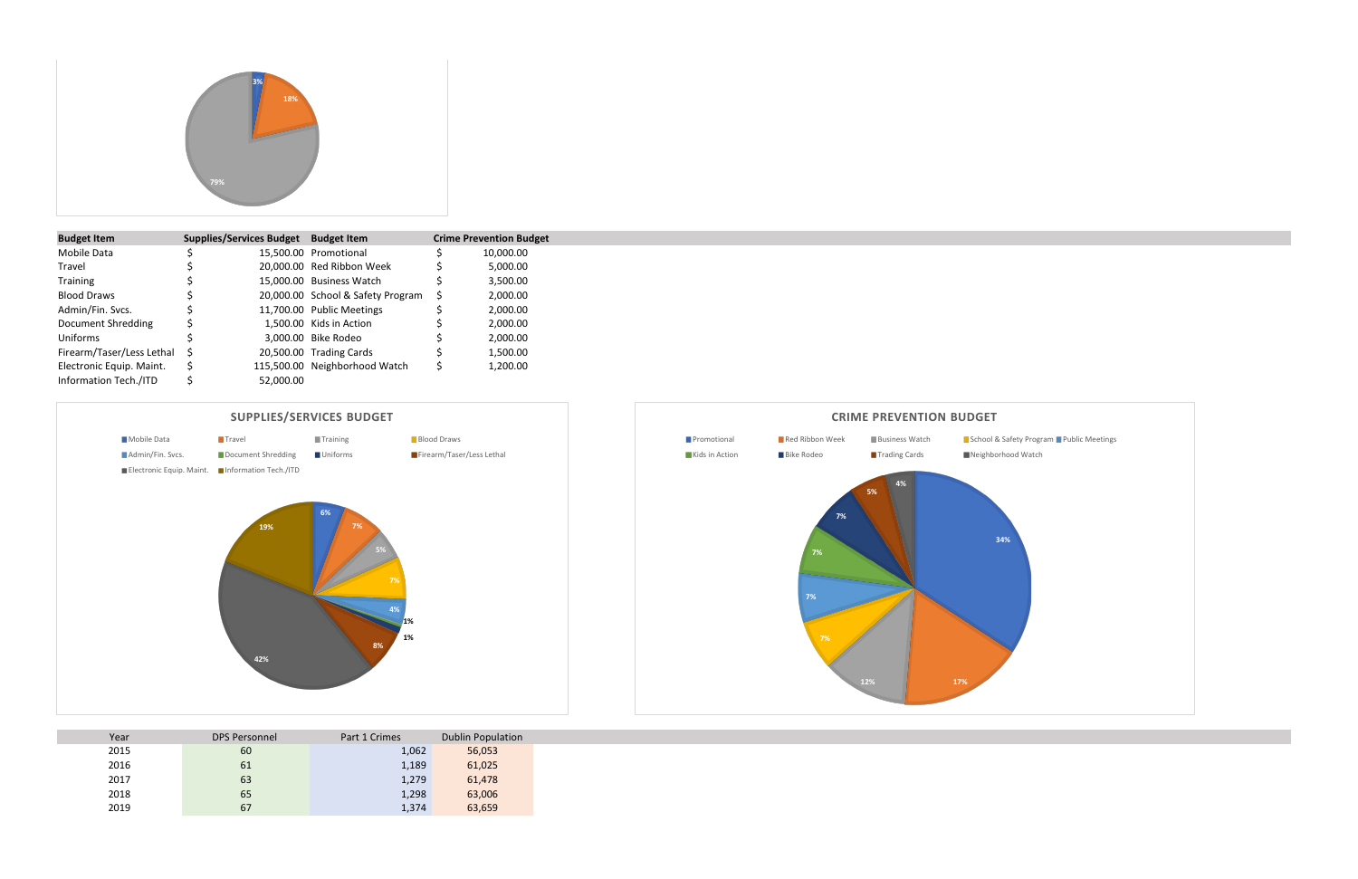| Budget Item | Supplies/Services Budget | Budget Item | Crime Prevention Budget |
|---|---|---|---|
| Mobile Data | $ 15,500.00 | Promotional | $ 10,000.00 |
| Travel | $ 20,000.00 | Red Ribbon Week | $ 5,000.00 |
| Training | $ 15,000.00 | Business Watch | $ 3,500.00 |
| Blood Draws | $ 20,000.00 | School & Safety Program | $ 2,000.00 |
| Admin/Fin. Svcs. | $ 11,700.00 | Public Meetings | $ 2,000.00 |
| Document Shredding | $ 1,500.00 | Kids in Action | $ 2,000.00 |
| Uniforms | $ 3,000.00 | Bike Rodeo | $ 2,000.00 |
| Firearm/Taser/Less Lethal | $ 20,500.00 | Trading Cards | $ 1,500.00 |
| Electronic Equip. Maint. | $ 115,500.00 | Neighborhood Watch | $ 1,200.00 |
| Information Tech./ITD | $ 52,000.00 | | |

SUPPLIES/SERVICES BUDGET

CRIME PREVENTION BUDGET

| Year | DPS Personnel | Part 1 Crimes | Dublin Population |
|---|---|---|---|
| 2015 | 60 | 1,062 | 56,053 |
| 2016 | 61 | 1,189 | 61,025 |
| 2017 | 63 | 1,279 | 61,478 |
| 2018 | 65 | 1,298 | 63,006 |
| 2019 | 67 | 1,374 | 63,659 |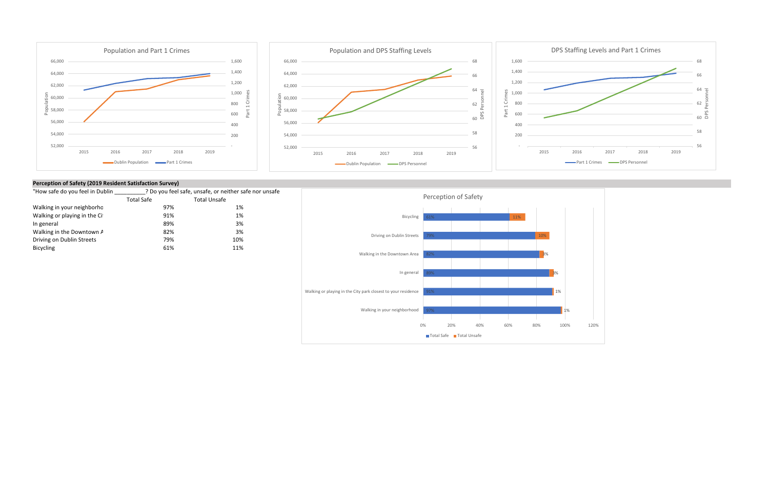Population and Part 1 Crimes

66,000
64,000
62,000
60,000
58,000
56,000
54,000
52,000

1,600
1,400
1,200
1,000
800
600
400
200
-

Population

Part 1 Crimes

2015 2016 2017 2018 2019

Dublin Population
Part 1 Crimes

Population and DPS Staffing Levels

66,000
64,000
62,000
60,000
58,000
56,000
54,000
52,000

68
66
64
62
60
58
56

Population

DPS Personnel

2015 2016 2017 2018 2019

Dublin Population
DPS Personnel

DPS Staffing Levels and Part 1 Crimes

1,600
1,400
1,200
1,000
800
600
400
200
-

68
66
64
62
60
58
56

Part 1 Crimes

DPS Personnel

2015 2016 2017 2018 2019

Part 1 Crimes
DPS Personnel

**Perception of Safety (2019 Resident Satisfaction Survey)**

"How safe do you feel in Dublin __________? Do you feel safe, unsafe, or neither safe nor unsafe

| | Total Safe | Total Unsafe |
|---|---|---|
| Walking in your neighborho | 97% | 1% |
| Walking or playing in the Ci | 91% | 1% |
| In general | 89% | 3% |
| Walking in the Downtown A | 82% | 3% |
| Driving on Dublin Streets | 79% | 10% |
| Bicycling | 61% | 11% |

Perception of Safety

Bicycling 61% 11%
Driving on Dublin Streets 79% 10%
Walking in the Downtown Area 82% 3%
In general 89% 3%
Walking or playing in the City park closest to your residence 91% 1%
Walking in your neighborhood 97% 1%

0% 20% 40% 60% 80% 100% 120%

Total Safe
Total Unsafe